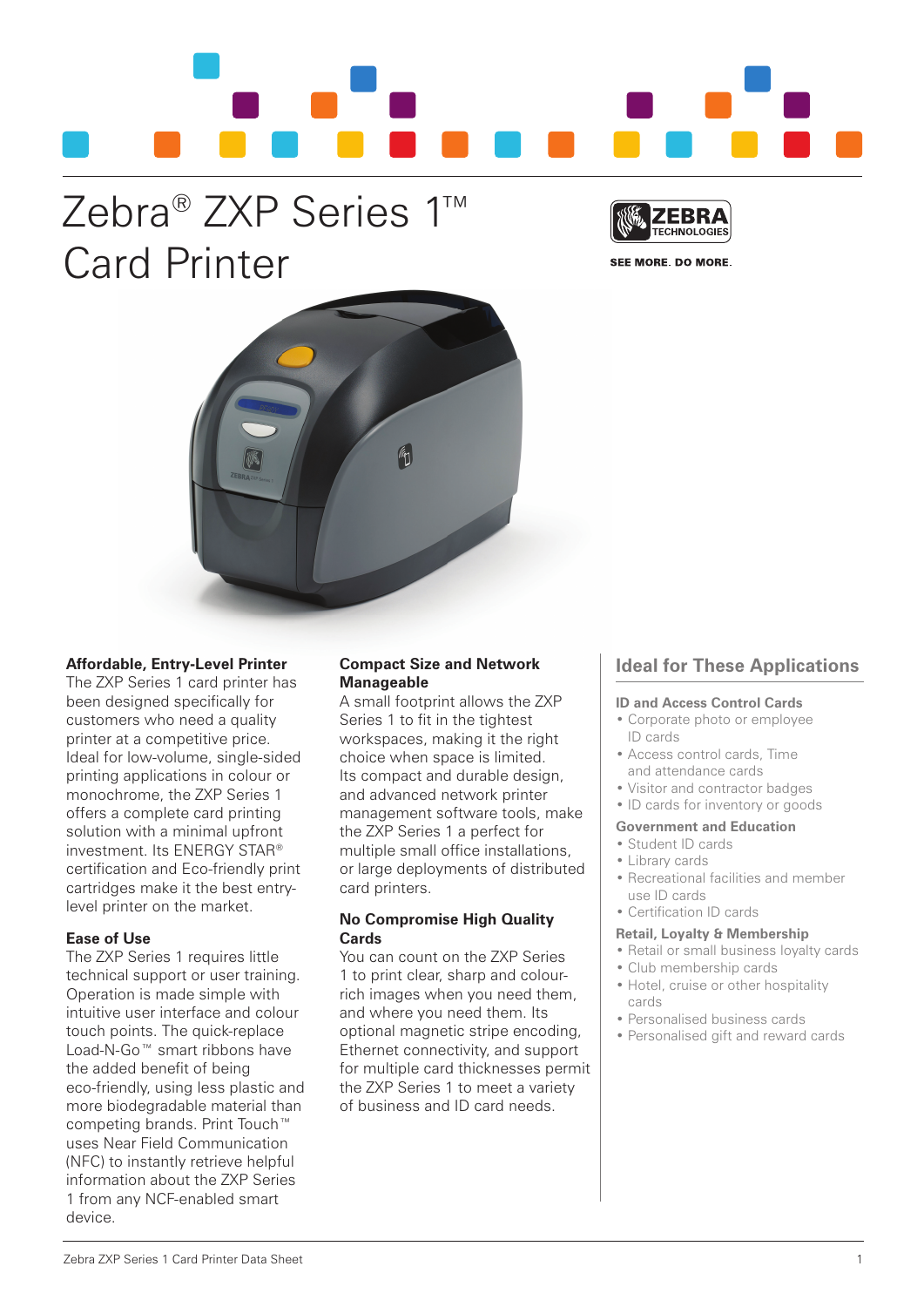# Zebra® ZXP Series 1™ Card Printer

SEE MORE. DO MORE.

**Affordable, Entry-Level Printer**

The ZXP Series 1 card printer has been designed specifically for customers who need a quality printer at a competitive price. Ideal for low-volume, single-sided printing applications in colour or monochrome, the ZXP Series 1 offers a complete card printing solution with a minimal upfront investment. Its ENERGY STAR® certification and Eco-friendly print cartridges make it the best entry-level printer on the market.

**Ease of Use**

The ZXP Series 1 requires little technical support or user training. Operation is made simple with intuitive user interface and colour touch points. The quick-replace Load-N-Go™ smart ribbons have the added benefit of being eco-friendly, using less plastic and more biodegradable material than competing brands. Print Touch™ uses Near Field Communication (NFC) to instantly retrieve helpful information about the ZXP Series 1 from any NCF-enabled smart device.

**Compact Size and Network Manageable**

A small footprint allows the ZXP Series 1 to fit in the tightest workspaces, making it the right choice when space is limited. Its compact and durable design, and advanced network printer management software tools, make the ZXP Series 1 a perfect for multiple small office installations, or large deployments of distributed card printers.

**No Compromise High Quality Cards**

You can count on the ZXP Series 1 to print clear, sharp and colour-rich images when you need them, and where you need them. Its optional magnetic stripe encoding, Ethernet connectivity, and support for multiple card thicknesses permit the ZXP Series 1 to meet a variety of business and ID card needs.

## Ideal for These Applications

**ID and Access Control Cards**

- Corporate photo or employee ID cards
- Access control cards, Time and attendance cards
- Visitor and contractor badges
- ID cards for inventory or goods

**Government and Education**

- Student ID cards
- Library cards
- Recreational facilities and member use ID cards
- Certification ID cards

**Retail, Loyalty & Membership**

- Retail or small business loyalty cards
- Club membership cards
- Hotel, cruise or other hospitality cards
- Personalised business cards
- Personalised gift and reward cards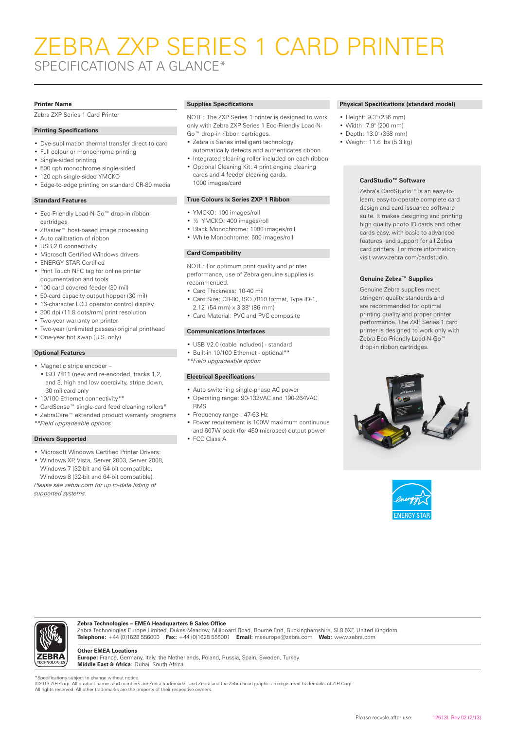# ZEBRA ZXP SERIES 1 CARD PRINTER

## SPECIFICATIONS AT A GLANCE*

### Printer Name

Zebra ZXP Series 1 Card Printer

### Printing Specifications

- Dye-sublimation thermal transfer direct to card
- Full colour or monochrome printing
- Single-sided printing
- 500 cph monochrome single-sided
- 120 cph single-sided YMCKO
- Edge-to-edge printing on standard CR-80 media

### Standard Features

- Eco-Friendly Load-N-Go™ drop-in ribbon cartridges
- ZRaster™ host-based image processing
- Auto calibration of ribbon
- USB 2.0 connectivity
- Microsoft Certified Windows drivers
- ENERGY STAR Certified
- Print Touch NFC tag for online printer documentation and tools
- 100-card covered feeder (30 mil)
- 50-card capacity output hopper (30 mil)
- 16-character LCD operator control display
- 300 dpi (11.8 dots/mm) print resolution
- Two-year warranty on printer
- Two-year (unlimited passes) original printhead
- One-year hot swap (U.S. only)

### Optional Features

- Magnetic stripe encoder –
  - ISO 7811 (new and re-encoded, tracks 1,2, and 3, high and low coercivity, stripe down, 30 mil card only
- 10/100 Ethernet connectivity**
- CardSense™ single-card feed cleaning rollers*
- ZebraCare™ extended product warranty programs

*\*\*Field upgradeable options*

### Drivers Supported

- Microsoft Windows Certified Printer Drivers:
- Windows XP, Vista, Server 2003, Server 2008, Windows 7 (32-bit and 64-bit compatible, Windows 8 (32-bit and 64-bit compatible).

*Please see zebra.com for up to-date listing of supported systems.*

### Supplies Specifications

NOTE: The ZXP Series 1 printer is designed to work only with Zebra ZXP Series 1 Eco-Friendly Load-N-Go™ drop-in ribbon cartridges.

- Zebra ix Series intelligent technology automatically detects and authenticates ribbon
- Integrated cleaning roller included on each ribbon
- Optional Cleaning Kit: 4 print engine cleaning cards and 4 feeder cleaning cards, 1000 images/card

### True Colours ix Series ZXP 1 Ribbon

- YMCKO: 100 images/roll
- ½ YMCKO: 400 images/roll
- Black Monochrome: 1000 images/roll
- White Monochrome: 500 images/roll

### Card Compatibility

NOTE: For optimum print quality and printer performance, use of Zebra genuine supplies is recommended.

- Card Thickness: 10-40 mil
- Card Size: CR-80, ISO 7810 format, Type ID-1, 2.12" (54 mm) x 3.38" (86 mm)
- Card Material: PVC and PVC composite

### Communications Interfaces

- USB V2.0 (cable included) - standard
- Built-in 10/100 Ethernet - optional**

*\*\*Field upgradeable option*

### Electrical Specifications

- Auto-switching single-phase AC power
- Operating range: 90-132VAC and 190-264VAC RMS
- Frequency range : 47-63 Hz
- Power requirement is 100W maximum continuous and 607W peak (for 450 microsec) output power
- FCC Class A

### Physical Specifications (standard model)

- Height: 9.3" (236 mm)
- Width: 7.9" (200 mm)
- Depth: 13.0" (368 mm)
- Weight: 11.6 lbs (5.3 kg)

### CardStudio™ Software

Zebra's CardStudio™ is an easy-to-learn, easy-to-operate complete card design and card issuance software suite. It makes designing and printing high quality photo ID cards and other cards easy, with basic to advanced features, and support for all Zebra card printers. For more information, visit www.zebra.com/cardstudio.

### Genuine Zebra™ Supplies

Genuine Zebra supplies meet stringent quality standards and are recommended for optimal printing quality and proper printer performance. The ZXP Series 1 card printer is designed to work only with Zebra Eco-Friendly Load-N-Go™ drop-in ribbon cartridges.

ENERGY STAR

**Zebra Technologies – EMEA Headquarters & Sales Office**
Zebra Technologies Europe Limited, Dukes Meadow, Millboard Road, Bourne End, Buckinghamshire, SL8 5XF, United Kingdom
**Telephone:** +44 (0)1628 556000 **Fax:** +44 (0)1628 556001 **Email:** mseurope@zebra.com **Web:** www.zebra.com

**Other EMEA Locations**
**Europe:** France, Germany, Italy, the Netherlands, Poland, Russia, Spain, Sweden, Turkey
**Middle East & Africa:** Dubai, South Africa

*Specifications subject to change without notice.
©2013 ZIH Corp. All product names and numbers are Zebra trademarks, and Zebra and the Zebra head graphic are registered trademarks of ZIH Corp. All rights reserved. All other trademarks are the property of their respective owners.

Please recycle after use 12613L Rev.02 (2/13)